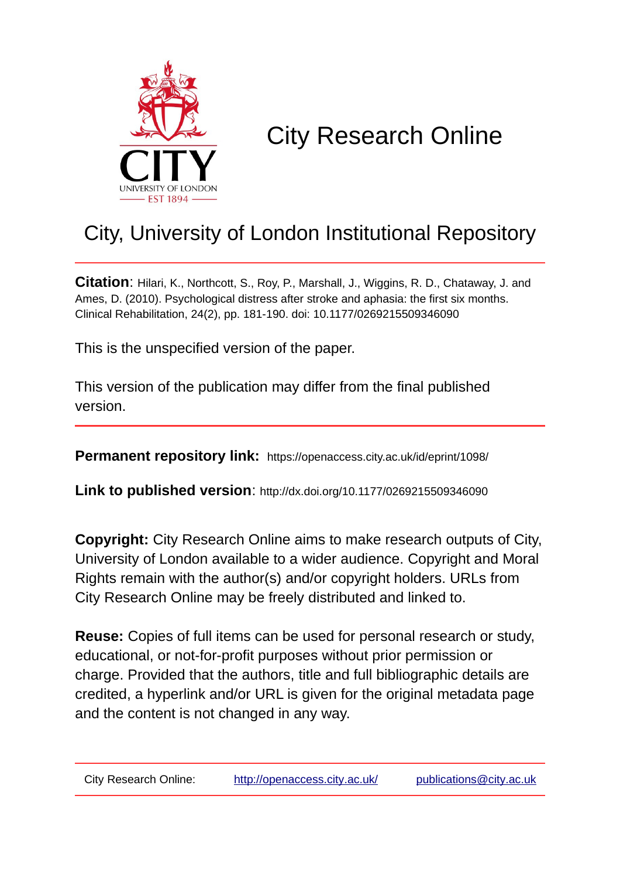# City Research Online

## City, University of London Institutional Repository

**Citation**: Hilari, K., Northcott, S., Roy, P., Marshall, J., Wiggins, R. D., Chataway, J. and Ames, D. (2010). Psychological distress after stroke and aphasia: the first six months. Clinical Rehabilitation, 24(2), pp. 181-190. doi: 10.1177/0269215509346090

This is the unspecified version of the paper.

This version of the publication may differ from the final published version.

**Permanent repository link:** https://openaccess.city.ac.uk/id/eprint/1098/

**Link to published version**: http://dx.doi.org/10.1177/0269215509346090

**Copyright:** City Research Online aims to make research outputs of City, University of London available to a wider audience. Copyright and Moral Rights remain with the author(s) and/or copyright holders. URLs from City Research Online may be freely distributed and linked to.

**Reuse:** Copies of full items can be used for personal research or study, educational, or not-for-profit purposes without prior permission or charge. Provided that the authors, title and full bibliographic details are credited, a hyperlink and/or URL is given for the original metadata page and the content is not changed in any way.

City Research Online: http://openaccess.city.ac.uk/ publications@city.ac.uk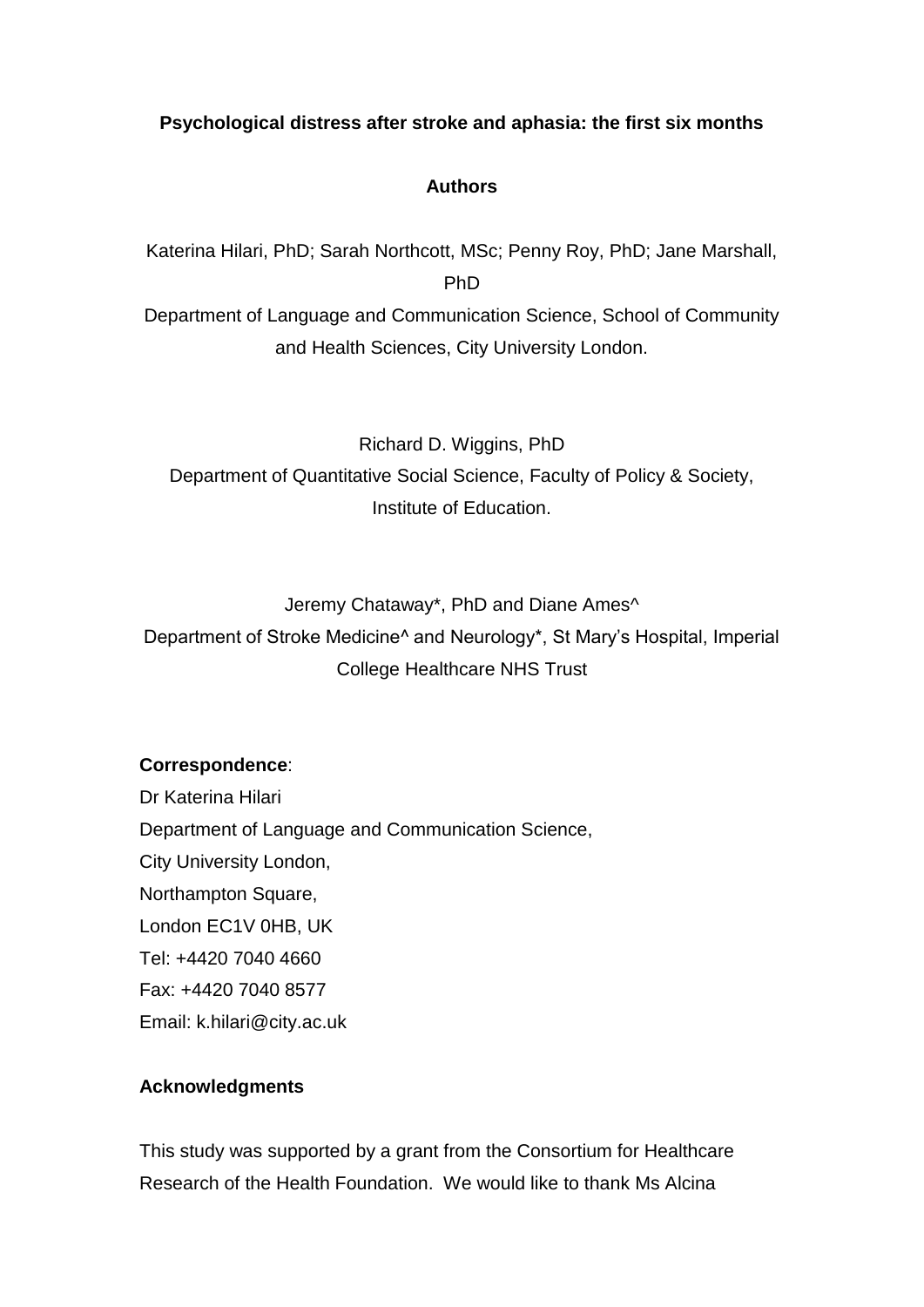**Psychological distress after stroke and aphasia: the first six months**

**Authors**

Katerina Hilari, PhD; Sarah Northcott, MSc; Penny Roy, PhD; Jane Marshall, PhD

Department of Language and Communication Science, School of Community and Health Sciences, City University London.

Richard D. Wiggins, PhD

Department of Quantitative Social Science, Faculty of Policy & Society, Institute of Education.

Jeremy Chataway*, PhD and Diane Ames^

Department of Stroke Medicine^ and Neurology*, St Mary's Hospital, Imperial College Healthcare NHS Trust

**Correspondence**:

Dr Katerina Hilari
Department of Language and Communication Science,
City University London,
Northampton Square,
London EC1V 0HB, UK
Tel: +4420 7040 4660
Fax: +4420 7040 8577
Email: k.hilari@city.ac.uk

**Acknowledgments**

This study was supported by a grant from the Consortium for Healthcare Research of the Health Foundation. We would like to thank Ms Alcina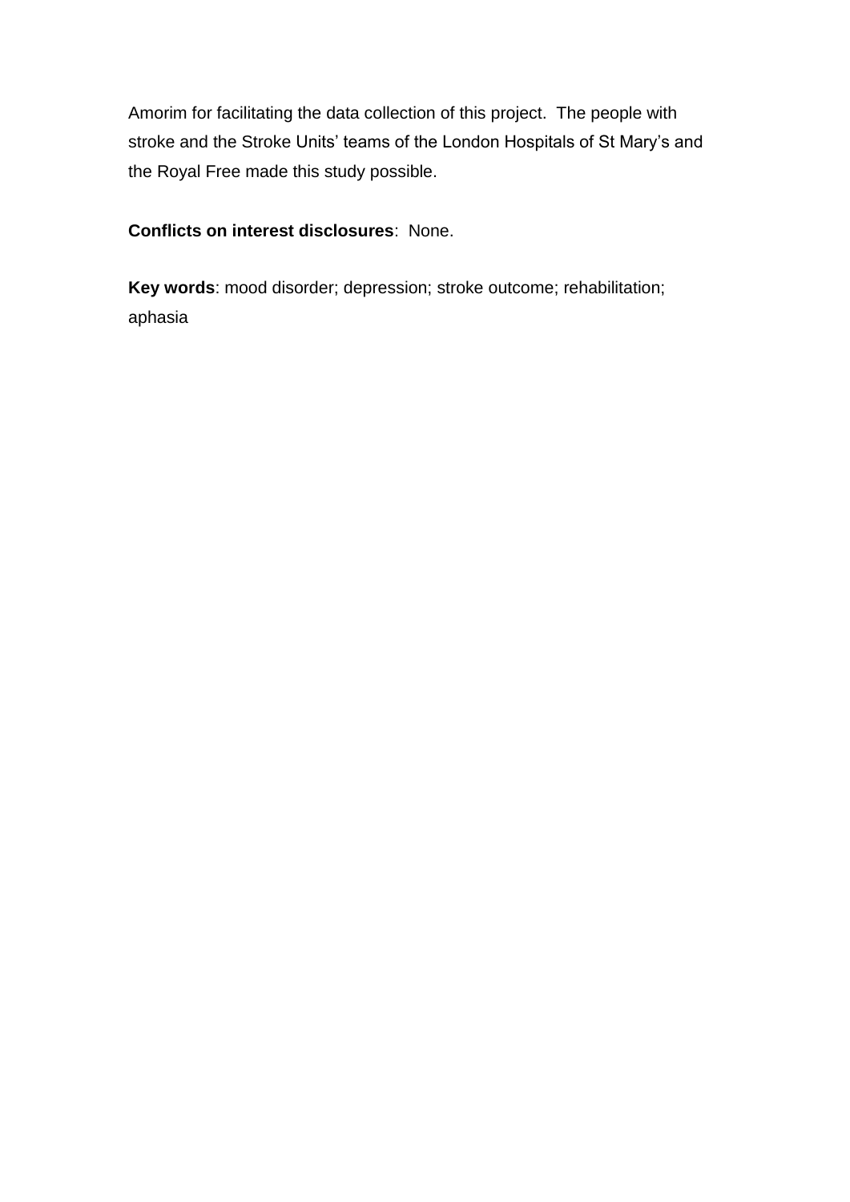Amorim for facilitating the data collection of this project. The people with stroke and the Stroke Units' teams of the London Hospitals of St Mary's and the Royal Free made this study possible.

**Conflicts on interest disclosures**: None.

**Key words**: mood disorder; depression; stroke outcome; rehabilitation; aphasia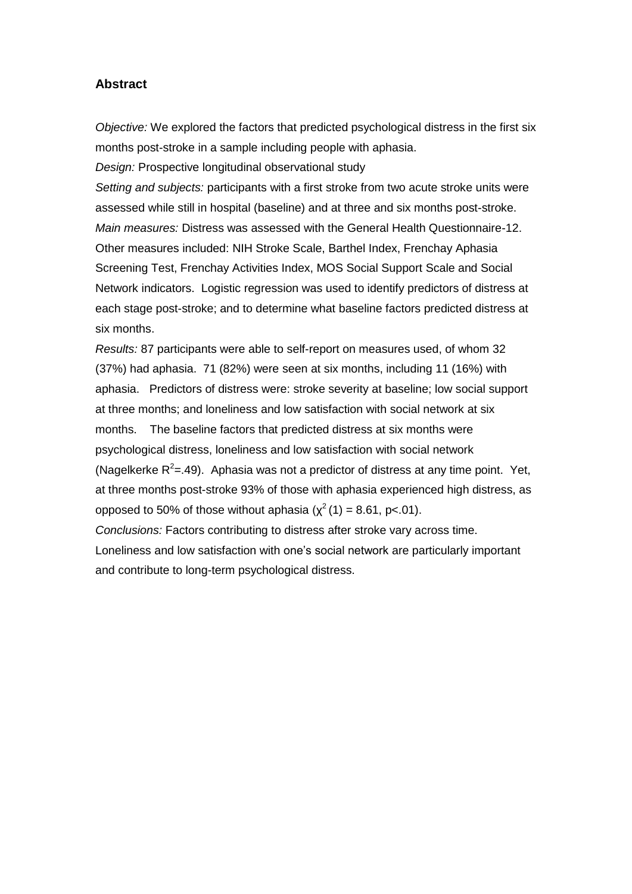## Abstract

*Objective:* We explored the factors that predicted psychological distress in the first six months post-stroke in a sample including people with aphasia.

*Design:* Prospective longitudinal observational study

*Setting and subjects:* participants with a first stroke from two acute stroke units were assessed while still in hospital (baseline) and at three and six months post-stroke.

*Main measures:* Distress was assessed with the General Health Questionnaire-12. Other measures included: NIH Stroke Scale, Barthel Index, Frenchay Aphasia Screening Test, Frenchay Activities Index, MOS Social Support Scale and Social Network indicators. Logistic regression was used to identify predictors of distress at each stage post-stroke; and to determine what baseline factors predicted distress at six months.

*Results:* 87 participants were able to self-report on measures used, of whom 32 (37%) had aphasia. 71 (82%) were seen at six months, including 11 (16%) with aphasia. Predictors of distress were: stroke severity at baseline; low social support at three months; and loneliness and low satisfaction with social network at six months. The baseline factors that predicted distress at six months were psychological distress, loneliness and low satisfaction with social network (Nagelkerke $R^2$=.49). Aphasia was not a predictor of distress at any time point. Yet, at three months post-stroke 93% of those with aphasia experienced high distress, as opposed to 50% of those without aphasia ($\chi^2(1) = 8.61$, $p<.01$).

*Conclusions:* Factors contributing to distress after stroke vary across time. Loneliness and low satisfaction with one's social network are particularly important and contribute to long-term psychological distress.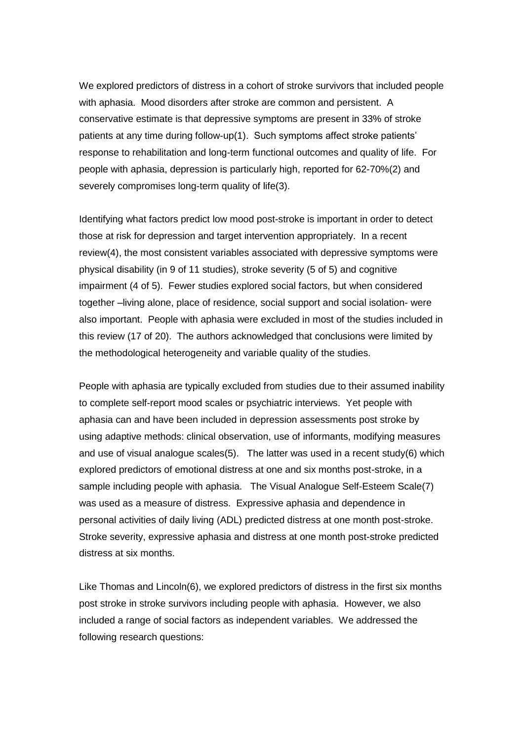We explored predictors of distress in a cohort of stroke survivors that included people with aphasia. Mood disorders after stroke are common and persistent. A conservative estimate is that depressive symptoms are present in 33% of stroke patients at any time during follow-up(1). Such symptoms affect stroke patients' response to rehabilitation and long-term functional outcomes and quality of life. For people with aphasia, depression is particularly high, reported for 62-70%(2) and severely compromises long-term quality of life(3).

Identifying what factors predict low mood post-stroke is important in order to detect those at risk for depression and target intervention appropriately. In a recent review(4), the most consistent variables associated with depressive symptoms were physical disability (in 9 of 11 studies), stroke severity (5 of 5) and cognitive impairment (4 of 5). Fewer studies explored social factors, but when considered together –living alone, place of residence, social support and social isolation- were also important. People with aphasia were excluded in most of the studies included in this review (17 of 20). The authors acknowledged that conclusions were limited by the methodological heterogeneity and variable quality of the studies.

People with aphasia are typically excluded from studies due to their assumed inability to complete self-report mood scales or psychiatric interviews. Yet people with aphasia can and have been included in depression assessments post stroke by using adaptive methods: clinical observation, use of informants, modifying measures and use of visual analogue scales(5). The latter was used in a recent study(6) which explored predictors of emotional distress at one and six months post-stroke, in a sample including people with aphasia. The Visual Analogue Self-Esteem Scale(7) was used as a measure of distress. Expressive aphasia and dependence in personal activities of daily living (ADL) predicted distress at one month post-stroke. Stroke severity, expressive aphasia and distress at one month post-stroke predicted distress at six months.

Like Thomas and Lincoln(6), we explored predictors of distress in the first six months post stroke in stroke survivors including people with aphasia. However, we also included a range of social factors as independent variables. We addressed the following research questions: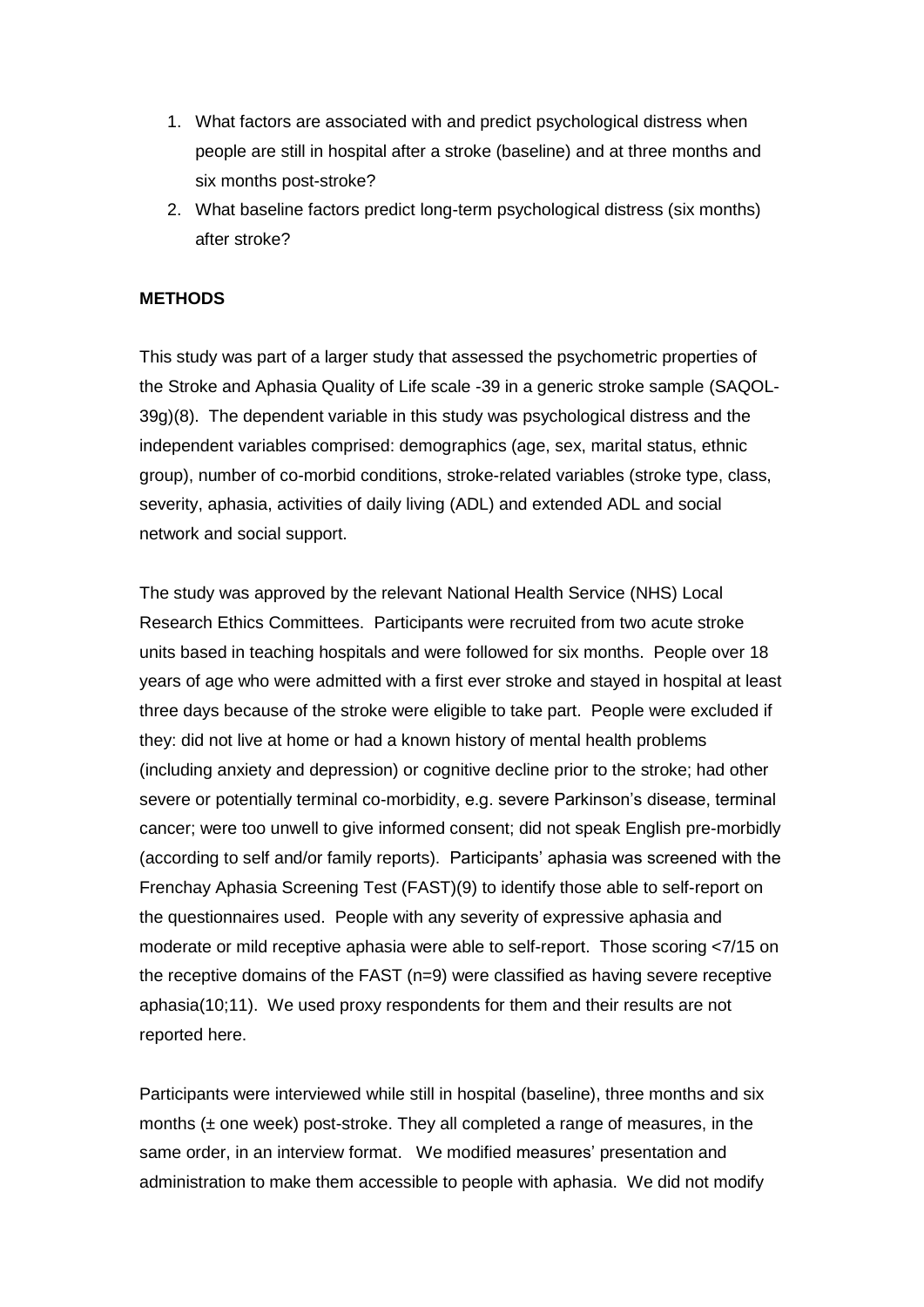1. What factors are associated with and predict psychological distress when people are still in hospital after a stroke (baseline) and at three months and six months post-stroke?
2. What baseline factors predict long-term psychological distress (six months) after stroke?

**METHODS**

This study was part of a larger study that assessed the psychometric properties of the Stroke and Aphasia Quality of Life scale -39 in a generic stroke sample (SAQOL-39g)(8). The dependent variable in this study was psychological distress and the independent variables comprised: demographics (age, sex, marital status, ethnic group), number of co-morbid conditions, stroke-related variables (stroke type, class, severity, aphasia, activities of daily living (ADL) and extended ADL and social network and social support.

The study was approved by the relevant National Health Service (NHS) Local Research Ethics Committees. Participants were recruited from two acute stroke units based in teaching hospitals and were followed for six months. People over 18 years of age who were admitted with a first ever stroke and stayed in hospital at least three days because of the stroke were eligible to take part. People were excluded if they: did not live at home or had a known history of mental health problems (including anxiety and depression) or cognitive decline prior to the stroke; had other severe or potentially terminal co-morbidity, e.g. severe Parkinson's disease, terminal cancer; were too unwell to give informed consent; did not speak English pre-morbidly (according to self and/or family reports). Participants' aphasia was screened with the Frenchay Aphasia Screening Test (FAST)(9) to identify those able to self-report on the questionnaires used. People with any severity of expressive aphasia and moderate or mild receptive aphasia were able to self-report. Those scoring <7/15 on the receptive domains of the FAST (n=9) were classified as having severe receptive aphasia(10;11). We used proxy respondents for them and their results are not reported here.

Participants were interviewed while still in hospital (baseline), three months and six months (± one week) post-stroke. They all completed a range of measures, in the same order, in an interview format. We modified measures' presentation and administration to make them accessible to people with aphasia. We did not modify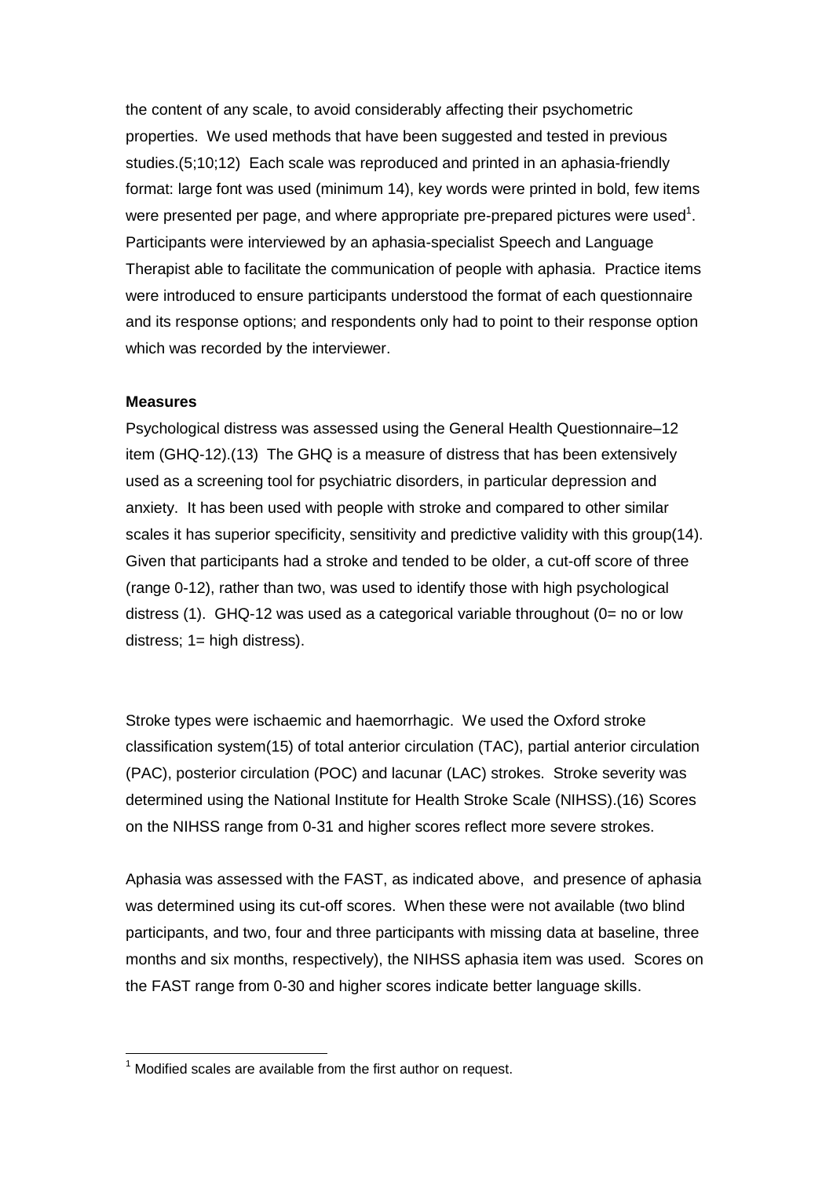the content of any scale, to avoid considerably affecting their psychometric properties. We used methods that have been suggested and tested in previous studies.(5;10;12) Each scale was reproduced and printed in an aphasia-friendly format: large font was used (minimum 14), key words were printed in bold, few items were presented per page, and where appropriate pre-prepared pictures were used[1]. Participants were interviewed by an aphasia-specialist Speech and Language Therapist able to facilitate the communication of people with aphasia. Practice items were introduced to ensure participants understood the format of each questionnaire and its response options; and respondents only had to point to their response option which was recorded by the interviewer.

**Measures**

Psychological distress was assessed using the General Health Questionnaire–12 item (GHQ-12).(13) The GHQ is a measure of distress that has been extensively used as a screening tool for psychiatric disorders, in particular depression and anxiety. It has been used with people with stroke and compared to other similar scales it has superior specificity, sensitivity and predictive validity with this group(14). Given that participants had a stroke and tended to be older, a cut-off score of three (range 0-12), rather than two, was used to identify those with high psychological distress (1). GHQ-12 was used as a categorical variable throughout (0= no or low distress; 1= high distress).

Stroke types were ischaemic and haemorrhagic. We used the Oxford stroke classification system(15) of total anterior circulation (TAC), partial anterior circulation (PAC), posterior circulation (POC) and lacunar (LAC) strokes. Stroke severity was determined using the National Institute for Health Stroke Scale (NIHSS).(16) Scores on the NIHSS range from 0-31 and higher scores reflect more severe strokes.

Aphasia was assessed with the FAST, as indicated above, and presence of aphasia was determined using its cut-off scores. When these were not available (two blind participants, and two, four and three participants with missing data at baseline, three months and six months, respectively), the NIHSS aphasia item was used. Scores on the FAST range from 0-30 and higher scores indicate better language skills.

[1] Modified scales are available from the first author on request.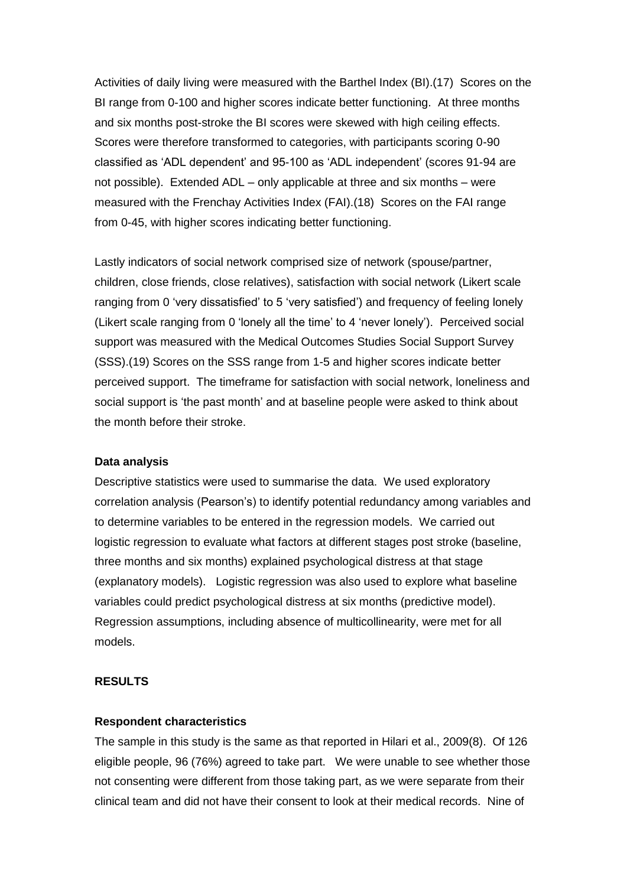Activities of daily living were measured with the Barthel Index (BI).(17) Scores on the BI range from 0-100 and higher scores indicate better functioning. At three months and six months post-stroke the BI scores were skewed with high ceiling effects. Scores were therefore transformed to categories, with participants scoring 0-90 classified as 'ADL dependent' and 95-100 as 'ADL independent' (scores 91-94 are not possible). Extended ADL – only applicable at three and six months – were measured with the Frenchay Activities Index (FAI).(18) Scores on the FAI range from 0-45, with higher scores indicating better functioning.

Lastly indicators of social network comprised size of network (spouse/partner, children, close friends, close relatives), satisfaction with social network (Likert scale ranging from 0 'very dissatisfied' to 5 'very satisfied') and frequency of feeling lonely (Likert scale ranging from 0 'lonely all the time' to 4 'never lonely'). Perceived social support was measured with the Medical Outcomes Studies Social Support Survey (SSS).(19) Scores on the SSS range from 1-5 and higher scores indicate better perceived support. The timeframe for satisfaction with social network, loneliness and social support is 'the past month' and at baseline people were asked to think about the month before their stroke.

**Data analysis**

Descriptive statistics were used to summarise the data. We used exploratory correlation analysis (Pearson's) to identify potential redundancy among variables and to determine variables to be entered in the regression models. We carried out logistic regression to evaluate what factors at different stages post stroke (baseline, three months and six months) explained psychological distress at that stage (explanatory models). Logistic regression was also used to explore what baseline variables could predict psychological distress at six months (predictive model). Regression assumptions, including absence of multicollinearity, were met for all models.

## RESULTS

**Respondent characteristics**

The sample in this study is the same as that reported in Hilari et al., 2009(8). Of 126 eligible people, 96 (76%) agreed to take part. We were unable to see whether those not consenting were different from those taking part, as we were separate from their clinical team and did not have their consent to look at their medical records. Nine of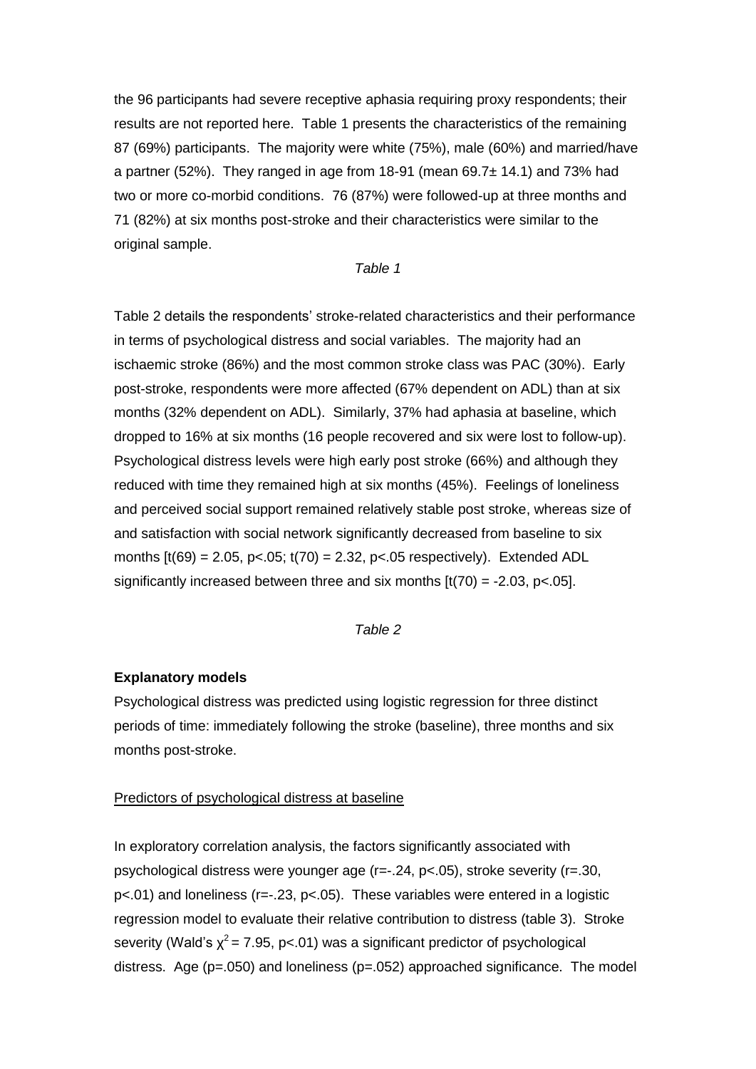the 96 participants had severe receptive aphasia requiring proxy respondents; their results are not reported here. Table 1 presents the characteristics of the remaining 87 (69%) participants. The majority were white (75%), male (60%) and married/have a partner (52%). They ranged in age from 18-91 (mean 69.7± 14.1) and 73% had two or more co-morbid conditions. 76 (87%) were followed-up at three months and 71 (82%) at six months post-stroke and their characteristics were similar to the original sample.

*Table 1*

Table 2 details the respondents' stroke-related characteristics and their performance in terms of psychological distress and social variables. The majority had an ischaemic stroke (86%) and the most common stroke class was PAC (30%). Early post-stroke, respondents were more affected (67% dependent on ADL) than at six months (32% dependent on ADL). Similarly, 37% had aphasia at baseline, which dropped to 16% at six months (16 people recovered and six were lost to follow-up). Psychological distress levels were high early post stroke (66%) and although they reduced with time they remained high at six months (45%). Feelings of loneliness and perceived social support remained relatively stable post stroke, whereas size of and satisfaction with social network significantly decreased from baseline to six months [$t(69) = 2.05$, $p<.05$; $t(70) = 2.32$, $p<.05$ respectively). Extended ADL significantly increased between three and six months [$t(70) = -2.03$, $p<.05$].

*Table 2*

**Explanatory models**

Psychological distress was predicted using logistic regression for three distinct periods of time: immediately following the stroke (baseline), three months and six months post-stroke.

Predictors of psychological distress at baseline

In exploratory correlation analysis, the factors significantly associated with psychological distress were younger age ($r=-.24$, $p<.05$), stroke severity ($r=.30$, $p<.01$) and loneliness ($r=-.23$, $p<.05$). These variables were entered in a logistic regression model to evaluate their relative contribution to distress (table 3). Stroke severity (Wald's $\chi^2 = 7.95$, $p<.01$) was a significant predictor of psychological distress. Age ($p=.050$) and loneliness ($p=.052$) approached significance. The model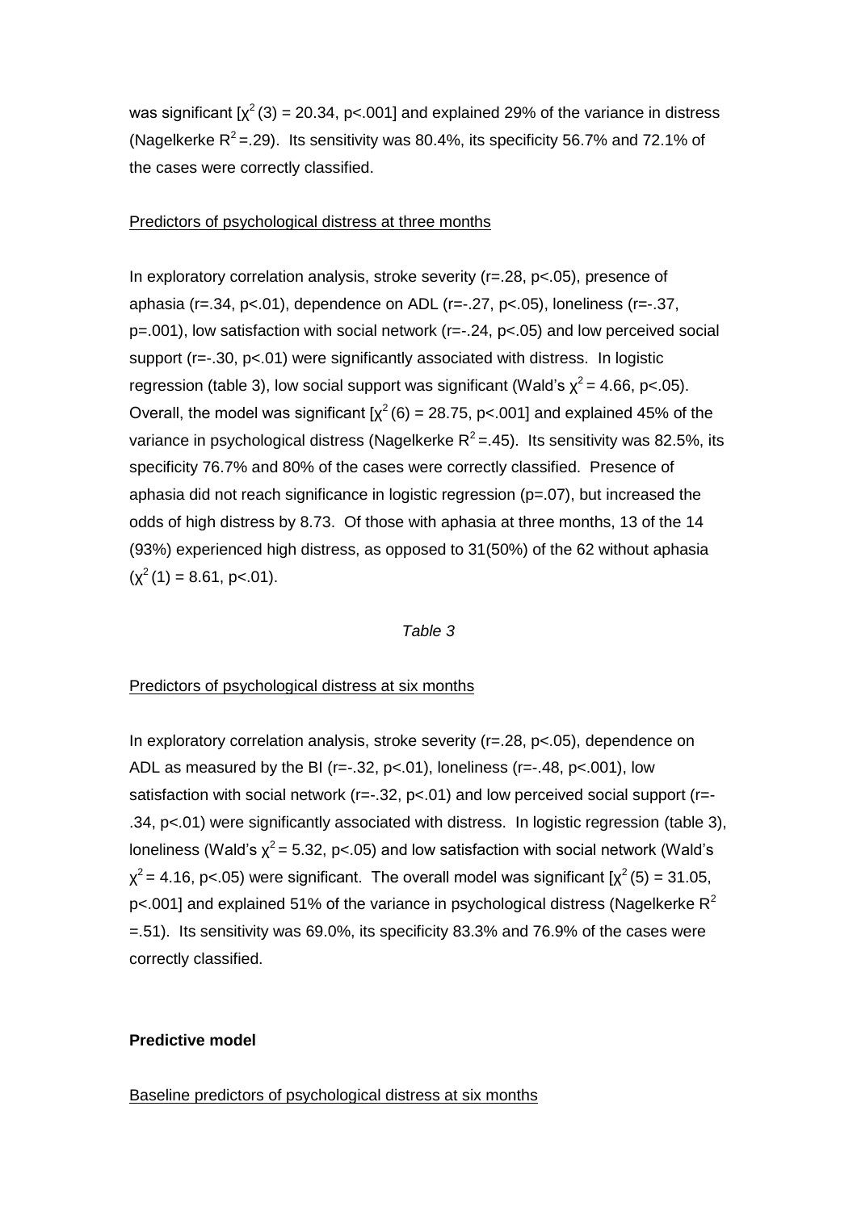was significant [$\chi^2(3) = 20.34$, $p<.001$] and explained 29% of the variance in distress (Nagelkerke $R^2=.29$). Its sensitivity was 80.4%, its specificity 56.7% and 72.1% of the cases were correctly classified.

Predictors of psychological distress at three months

In exploratory correlation analysis, stroke severity ($r=.28$, $p<.05$), presence of aphasia ($r=.34$, $p<.01$), dependence on ADL ($r=-.27$, $p<.05$), loneliness ($r=-.37$, $p=.001$), low satisfaction with social network ($r=-.24$, $p<.05$) and low perceived social support ($r=-.30$, $p<.01$) were significantly associated with distress. In logistic regression (table 3), low social support was significant (Wald's $\chi^2 = 4.66$, $p<.05$). Overall, the model was significant [$\chi^2(6) = 28.75$, $p<.001$] and explained 45% of the variance in psychological distress (Nagelkerke $R^2=.45$). Its sensitivity was 82.5%, its specificity 76.7% and 80% of the cases were correctly classified. Presence of aphasia did not reach significance in logistic regression ($p=.07$), but increased the odds of high distress by 8.73. Of those with aphasia at three months, 13 of the 14 (93%) experienced high distress, as opposed to 31(50%) of the 62 without aphasia ($\chi^2(1) = 8.61$, $p<.01$).

*Table 3*

Predictors of psychological distress at six months

In exploratory correlation analysis, stroke severity ($r=.28$, $p<.05$), dependence on ADL as measured by the BI ($r=-.32$, $p<.01$), loneliness ($r=-.48$, $p<.001$), low satisfaction with social network ($r=-.32$, $p<.01$) and low perceived social support ($r=-.34$, $p<.01$) were significantly associated with distress. In logistic regression (table 3), loneliness (Wald's $\chi^2 = 5.32$, $p<.05$) and low satisfaction with social network (Wald's $\chi^2 = 4.16$, $p<.05$) were significant. The overall model was significant [$\chi^2(5) = 31.05$, $p<.001$] and explained 51% of the variance in psychological distress (Nagelkerke $R^2 =.51$). Its sensitivity was 69.0%, its specificity 83.3% and 76.9% of the cases were correctly classified.

**Predictive model**

Baseline predictors of psychological distress at six months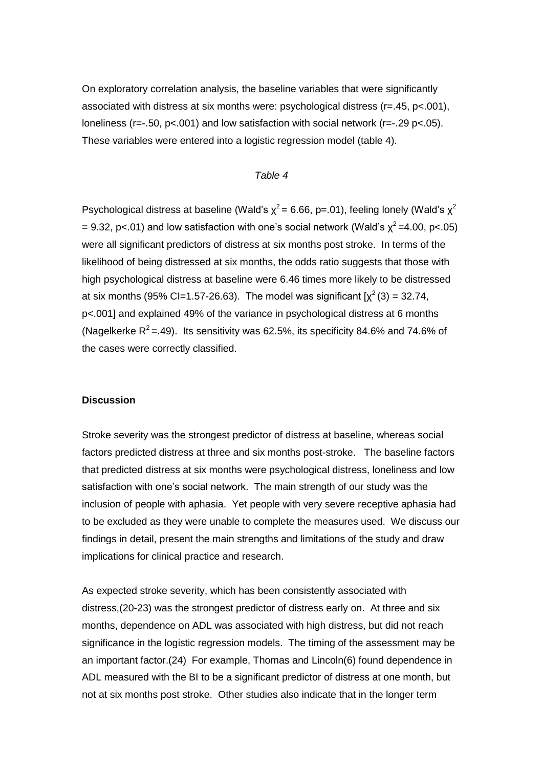On exploratory correlation analysis, the baseline variables that were significantly associated with distress at six months were: psychological distress ($r=.45$, $p<.001$), loneliness ($r=-.50$, $p<.001$) and low satisfaction with social network ($r=-.29$ $p<.05$). These variables were entered into a logistic regression model (table 4).

*Table 4*

Psychological distress at baseline (Wald's $\chi^2 = 6.66$, $p=.01$), feeling lonely (Wald's $\chi^2 = 9.32$, $p<.01$) and low satisfaction with one's social network (Wald's $\chi^2 = 4.00$, $p<.05$) were all significant predictors of distress at six months post stroke. In terms of the likelihood of being distressed at six months, the odds ratio suggests that those with high psychological distress at baseline were 6.46 times more likely to be distressed at six months (95% CI=1.57-26.63). The model was significant [$\chi^2(3) = 32.74$, $p<.001$] and explained 49% of the variance in psychological distress at 6 months (Nagelkerke $R^2=.49$). Its sensitivity was 62.5%, its specificity 84.6% and 74.6% of the cases were correctly classified.

### Discussion

Stroke severity was the strongest predictor of distress at baseline, whereas social factors predicted distress at three and six months post-stroke. The baseline factors that predicted distress at six months were psychological distress, loneliness and low satisfaction with one's social network. The main strength of our study was the inclusion of people with aphasia. Yet people with very severe receptive aphasia had to be excluded as they were unable to complete the measures used. We discuss our findings in detail, present the main strengths and limitations of the study and draw implications for clinical practice and research.

As expected stroke severity, which has been consistently associated with distress,(20-23) was the strongest predictor of distress early on. At three and six months, dependence on ADL was associated with high distress, but did not reach significance in the logistic regression models. The timing of the assessment may be an important factor.(24) For example, Thomas and Lincoln(6) found dependence in ADL measured with the BI to be a significant predictor of distress at one month, but not at six months post stroke. Other studies also indicate that in the longer term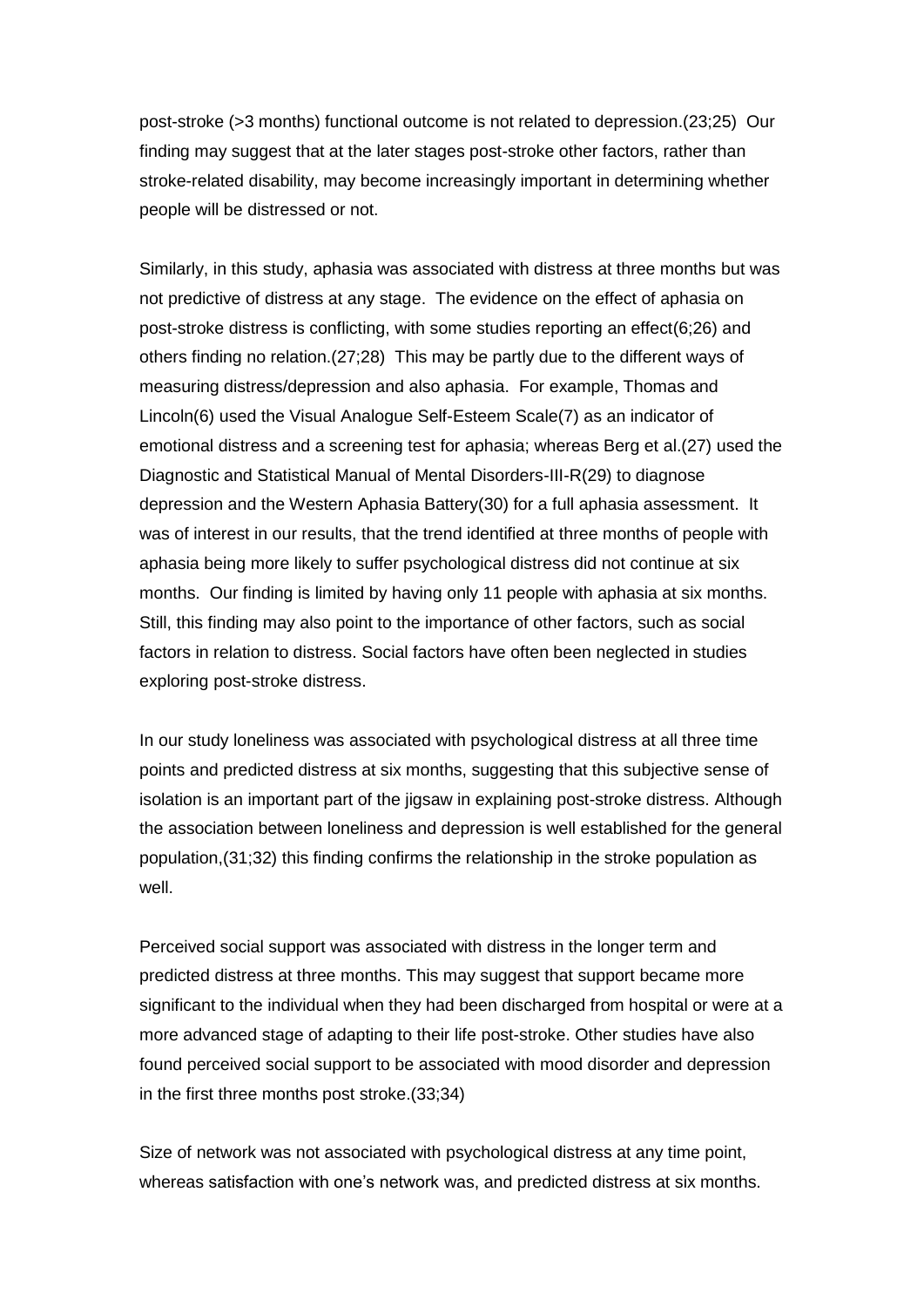post-stroke (>3 months) functional outcome is not related to depression.(23;25) Our finding may suggest that at the later stages post-stroke other factors, rather than stroke-related disability, may become increasingly important in determining whether people will be distressed or not.

Similarly, in this study, aphasia was associated with distress at three months but was not predictive of distress at any stage. The evidence on the effect of aphasia on post-stroke distress is conflicting, with some studies reporting an effect(6;26) and others finding no relation.(27;28) This may be partly due to the different ways of measuring distress/depression and also aphasia. For example, Thomas and Lincoln(6) used the Visual Analogue Self-Esteem Scale(7) as an indicator of emotional distress and a screening test for aphasia; whereas Berg et al.(27) used the Diagnostic and Statistical Manual of Mental Disorders-III-R(29) to diagnose depression and the Western Aphasia Battery(30) for a full aphasia assessment. It was of interest in our results, that the trend identified at three months of people with aphasia being more likely to suffer psychological distress did not continue at six months. Our finding is limited by having only 11 people with aphasia at six months. Still, this finding may also point to the importance of other factors, such as social factors in relation to distress. Social factors have often been neglected in studies exploring post-stroke distress.

In our study loneliness was associated with psychological distress at all three time points and predicted distress at six months, suggesting that this subjective sense of isolation is an important part of the jigsaw in explaining post-stroke distress. Although the association between loneliness and depression is well established for the general population,(31;32) this finding confirms the relationship in the stroke population as well.

Perceived social support was associated with distress in the longer term and predicted distress at three months. This may suggest that support became more significant to the individual when they had been discharged from hospital or were at a more advanced stage of adapting to their life post-stroke. Other studies have also found perceived social support to be associated with mood disorder and depression in the first three months post stroke.(33;34)

Size of network was not associated with psychological distress at any time point, whereas satisfaction with one's network was, and predicted distress at six months.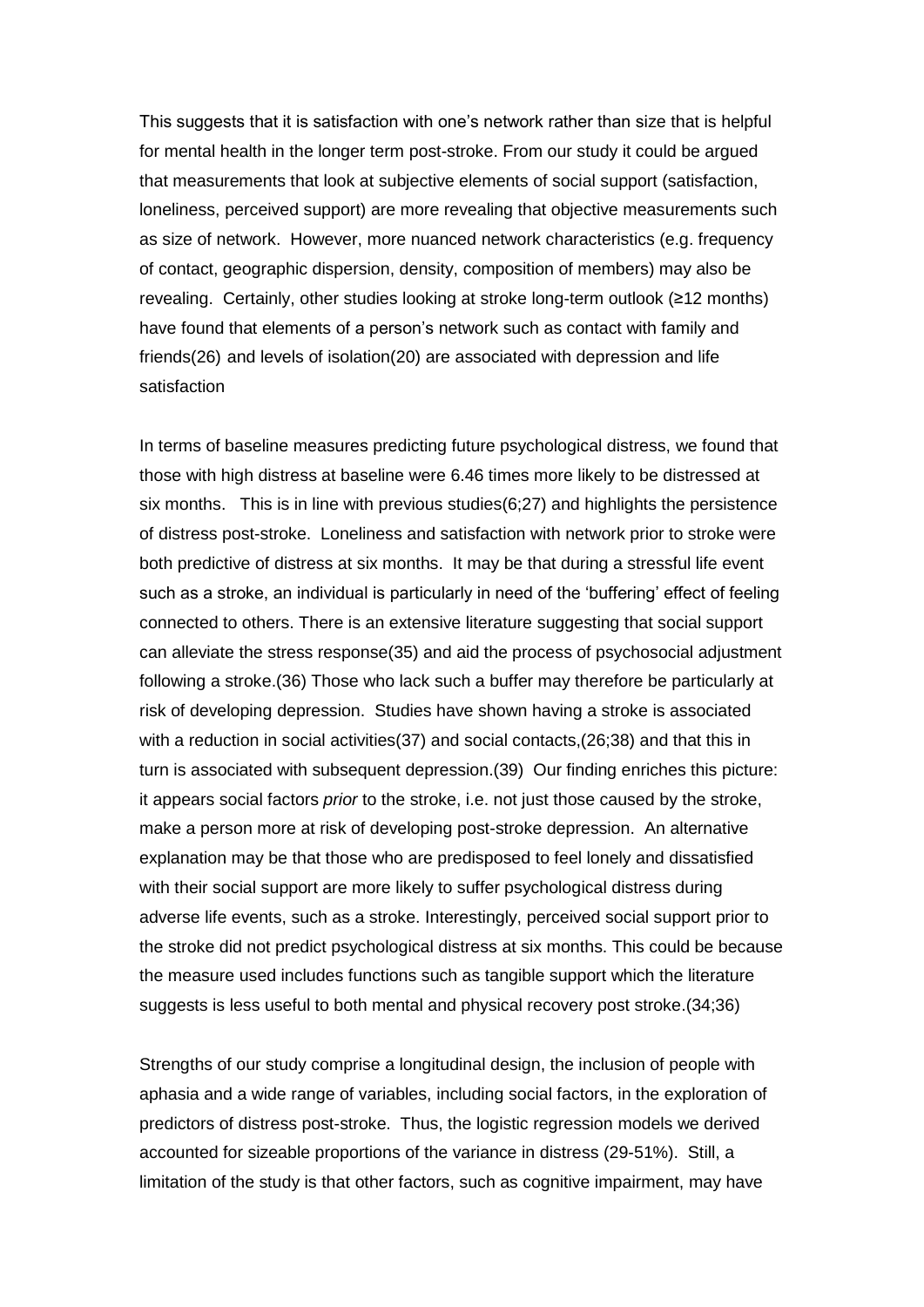This suggests that it is satisfaction with one's network rather than size that is helpful for mental health in the longer term post-stroke. From our study it could be argued that measurements that look at subjective elements of social support (satisfaction, loneliness, perceived support) are more revealing that objective measurements such as size of network. However, more nuanced network characteristics (e.g. frequency of contact, geographic dispersion, density, composition of members) may also be revealing. Certainly, other studies looking at stroke long-term outlook (≥12 months) have found that elements of a person's network such as contact with family and friends(26) and levels of isolation(20) are associated with depression and life satisfaction

In terms of baseline measures predicting future psychological distress, we found that those with high distress at baseline were 6.46 times more likely to be distressed at six months. This is in line with previous studies(6;27) and highlights the persistence of distress post-stroke. Loneliness and satisfaction with network prior to stroke were both predictive of distress at six months. It may be that during a stressful life event such as a stroke, an individual is particularly in need of the 'buffering' effect of feeling connected to others. There is an extensive literature suggesting that social support can alleviate the stress response(35) and aid the process of psychosocial adjustment following a stroke.(36) Those who lack such a buffer may therefore be particularly at risk of developing depression. Studies have shown having a stroke is associated with a reduction in social activities(37) and social contacts,(26;38) and that this in turn is associated with subsequent depression.(39) Our finding enriches this picture: it appears social factors *prior* to the stroke, i.e. not just those caused by the stroke, make a person more at risk of developing post-stroke depression. An alternative explanation may be that those who are predisposed to feel lonely and dissatisfied with their social support are more likely to suffer psychological distress during adverse life events, such as a stroke. Interestingly, perceived social support prior to the stroke did not predict psychological distress at six months. This could be because the measure used includes functions such as tangible support which the literature suggests is less useful to both mental and physical recovery post stroke.(34;36)

Strengths of our study comprise a longitudinal design, the inclusion of people with aphasia and a wide range of variables, including social factors, in the exploration of predictors of distress post-stroke. Thus, the logistic regression models we derived accounted for sizeable proportions of the variance in distress (29-51%). Still, a limitation of the study is that other factors, such as cognitive impairment, may have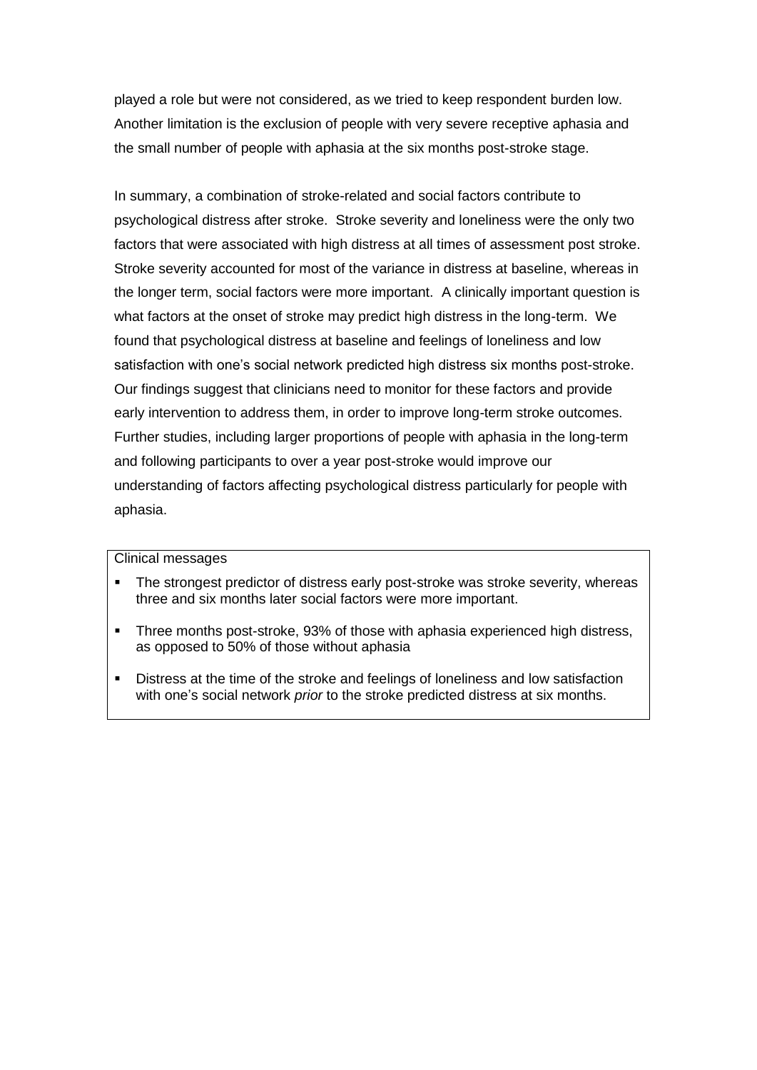played a role but were not considered, as we tried to keep respondent burden low. Another limitation is the exclusion of people with very severe receptive aphasia and the small number of people with aphasia at the six months post-stroke stage.

In summary, a combination of stroke-related and social factors contribute to psychological distress after stroke. Stroke severity and loneliness were the only two factors that were associated with high distress at all times of assessment post stroke. Stroke severity accounted for most of the variance in distress at baseline, whereas in the longer term, social factors were more important. A clinically important question is what factors at the onset of stroke may predict high distress in the long-term. We found that psychological distress at baseline and feelings of loneliness and low satisfaction with one's social network predicted high distress six months post-stroke. Our findings suggest that clinicians need to monitor for these factors and provide early intervention to address them, in order to improve long-term stroke outcomes. Further studies, including larger proportions of people with aphasia in the long-term and following participants to over a year post-stroke would improve our understanding of factors affecting psychological distress particularly for people with aphasia.

Clinical messages

- The strongest predictor of distress early post-stroke was stroke severity, whereas three and six months later social factors were more important.
- Three months post-stroke, 93% of those with aphasia experienced high distress, as opposed to 50% of those without aphasia
- Distress at the time of the stroke and feelings of loneliness and low satisfaction with one's social network *prior* to the stroke predicted distress at six months.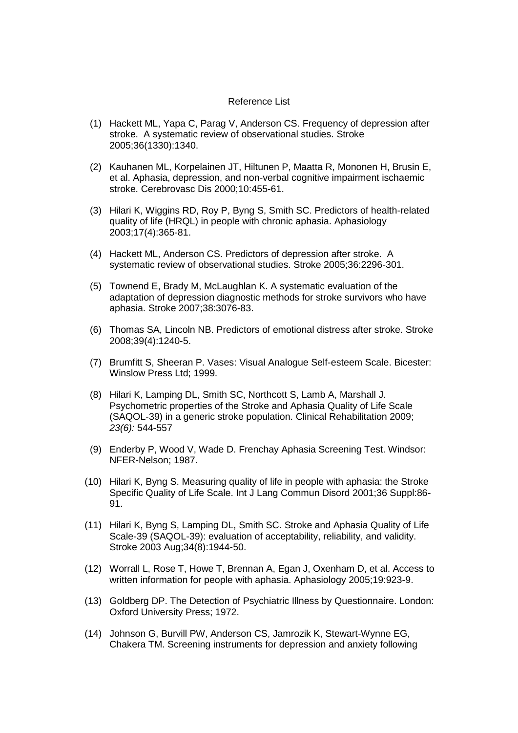Reference List

(1) Hackett ML, Yapa C, Parag V, Anderson CS. Frequency of depression after stroke. A systematic review of observational studies. Stroke 2005;36(1330):1340.

(2) Kauhanen ML, Korpelainen JT, Hiltunen P, Maatta R, Mononen H, Brusin E, et al. Aphasia, depression, and non-verbal cognitive impairment ischaemic stroke. Cerebrovasc Dis 2000;10:455-61.

(3) Hilari K, Wiggins RD, Roy P, Byng S, Smith SC. Predictors of health-related quality of life (HRQL) in people with chronic aphasia. Aphasiology 2003;17(4):365-81.

(4) Hackett ML, Anderson CS. Predictors of depression after stroke. A systematic review of observational studies. Stroke 2005;36:2296-301.

(5) Townend E, Brady M, McLaughlan K. A systematic evaluation of the adaptation of depression diagnostic methods for stroke survivors who have aphasia. Stroke 2007;38:3076-83.

(6) Thomas SA, Lincoln NB. Predictors of emotional distress after stroke. Stroke 2008;39(4):1240-5.

(7) Brumfitt S, Sheeran P. Vases: Visual Analogue Self-esteem Scale. Bicester: Winslow Press Ltd; 1999.

(8) Hilari K, Lamping DL, Smith SC, Northcott S, Lamb A, Marshall J. Psychometric properties of the Stroke and Aphasia Quality of Life Scale (SAQOL-39) in a generic stroke population. Clinical Rehabilitation 2009; *23(6):* 544-557

(9) Enderby P, Wood V, Wade D. Frenchay Aphasia Screening Test. Windsor: NFER-Nelson; 1987.

(10) Hilari K, Byng S. Measuring quality of life in people with aphasia: the Stroke Specific Quality of Life Scale. Int J Lang Commun Disord 2001;36 Suppl:86-91.

(11) Hilari K, Byng S, Lamping DL, Smith SC. Stroke and Aphasia Quality of Life Scale-39 (SAQOL-39): evaluation of acceptability, reliability, and validity. Stroke 2003 Aug;34(8):1944-50.

(12) Worrall L, Rose T, Howe T, Brennan A, Egan J, Oxenham D, et al. Access to written information for people with aphasia. Aphasiology 2005;19:923-9.

(13) Goldberg DP. The Detection of Psychiatric Illness by Questionnaire. London: Oxford University Press; 1972.

(14) Johnson G, Burvill PW, Anderson CS, Jamrozik K, Stewart-Wynne EG, Chakera TM. Screening instruments for depression and anxiety following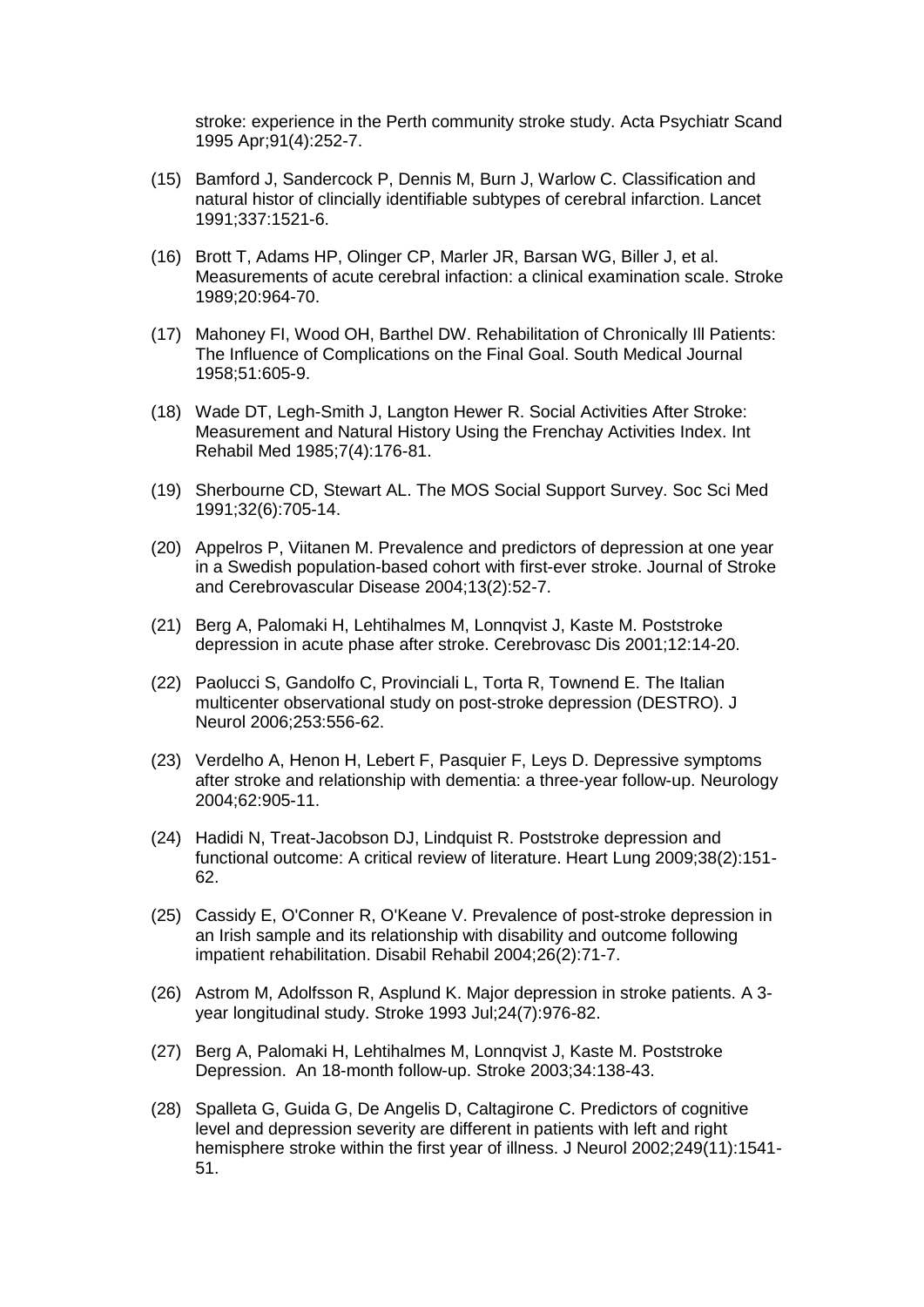stroke: experience in the Perth community stroke study. Acta Psychiatr Scand 1995 Apr;91(4):252-7.

(15) Bamford J, Sandercock P, Dennis M, Burn J, Warlow C. Classification and natural histor of clincially identifiable subtypes of cerebral infarction. Lancet 1991;337:1521-6.

(16) Brott T, Adams HP, Olinger CP, Marler JR, Barsan WG, Biller J, et al. Measurements of acute cerebral infaction: a clinical examination scale. Stroke 1989;20:964-70.

(17) Mahoney FI, Wood OH, Barthel DW. Rehabilitation of Chronically Ill Patients: The Influence of Complications on the Final Goal. South Medical Journal 1958;51:605-9.

(18) Wade DT, Legh-Smith J, Langton Hewer R. Social Activities After Stroke: Measurement and Natural History Using the Frenchay Activities Index. Int Rehabil Med 1985;7(4):176-81.

(19) Sherbourne CD, Stewart AL. The MOS Social Support Survey. Soc Sci Med 1991;32(6):705-14.

(20) Appelros P, Viitanen M. Prevalence and predictors of depression at one year in a Swedish population-based cohort with first-ever stroke. Journal of Stroke and Cerebrovascular Disease 2004;13(2):52-7.

(21) Berg A, Palomaki H, Lehtihalmes M, Lonnqvist J, Kaste M. Poststroke depression in acute phase after stroke. Cerebrovasc Dis 2001;12:14-20.

(22) Paolucci S, Gandolfo C, Provinciali L, Torta R, Townend E. The Italian multicenter observational study on post-stroke depression (DESTRO). J Neurol 2006;253:556-62.

(23) Verdelho A, Henon H, Lebert F, Pasquier F, Leys D. Depressive symptoms after stroke and relationship with dementia: a three-year follow-up. Neurology 2004;62:905-11.

(24) Hadidi N, Treat-Jacobson DJ, Lindquist R. Poststroke depression and functional outcome: A critical review of literature. Heart Lung 2009;38(2):151-62.

(25) Cassidy E, O'Conner R, O'Keane V. Prevalence of post-stroke depression in an Irish sample and its relationship with disability and outcome following impatient rehabilitation. Disabil Rehabil 2004;26(2):71-7.

(26) Astrom M, Adolfsson R, Asplund K. Major depression in stroke patients. A 3-year longitudinal study. Stroke 1993 Jul;24(7):976-82.

(27) Berg A, Palomaki H, Lehtihalmes M, Lonnqvist J, Kaste M. Poststroke Depression. An 18-month follow-up. Stroke 2003;34:138-43.

(28) Spalleta G, Guida G, De Angelis D, Caltagirone C. Predictors of cognitive level and depression severity are different in patients with left and right hemisphere stroke within the first year of illness. J Neurol 2002;249(11):1541-51.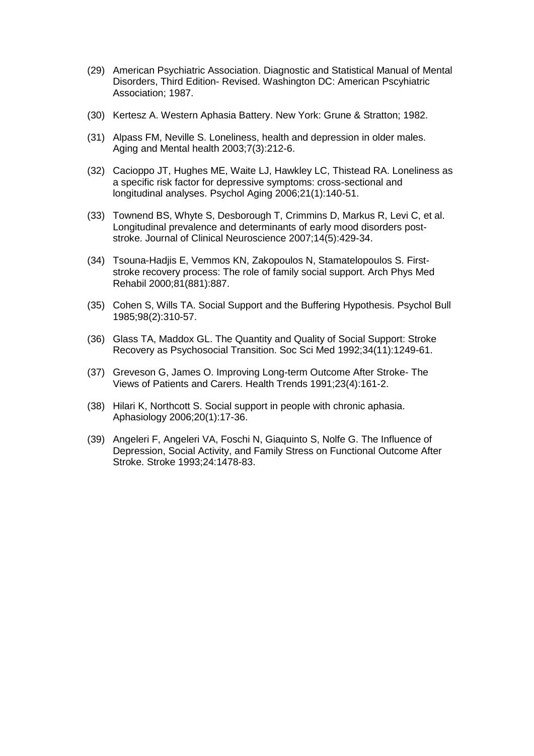(29) American Psychiatric Association. Diagnostic and Statistical Manual of Mental Disorders, Third Edition- Revised. Washington DC: American Pscyhiatric Association; 1987.

(30) Kertesz A. Western Aphasia Battery. New York: Grune & Stratton; 1982.

(31) Alpass FM, Neville S. Loneliness, health and depression in older males. Aging and Mental health 2003;7(3):212-6.

(32) Cacioppo JT, Hughes ME, Waite LJ, Hawkley LC, Thistead RA. Loneliness as a specific risk factor for depressive symptoms: cross-sectional and longitudinal analyses. Psychol Aging 2006;21(1):140-51.

(33) Townend BS, Whyte S, Desborough T, Crimmins D, Markus R, Levi C, et al. Longitudinal prevalence and determinants of early mood disorders post-stroke. Journal of Clinical Neuroscience 2007;14(5):429-34.

(34) Tsouna-Hadjis E, Vemmos KN, Zakopoulos N, Stamatelopoulos S. First-stroke recovery process: The role of family social support. Arch Phys Med Rehabil 2000;81(881):887.

(35) Cohen S, Wills TA. Social Support and the Buffering Hypothesis. Psychol Bull 1985;98(2):310-57.

(36) Glass TA, Maddox GL. The Quantity and Quality of Social Support: Stroke Recovery as Psychosocial Transition. Soc Sci Med 1992;34(11):1249-61.

(37) Greveson G, James O. Improving Long-term Outcome After Stroke- The Views of Patients and Carers. Health Trends 1991;23(4):161-2.

(38) Hilari K, Northcott S. Social support in people with chronic aphasia. Aphasiology 2006;20(1):17-36.

(39) Angeleri F, Angeleri VA, Foschi N, Giaquinto S, Nolfe G. The Influence of Depression, Social Activity, and Family Stress on Functional Outcome After Stroke. Stroke 1993;24:1478-83.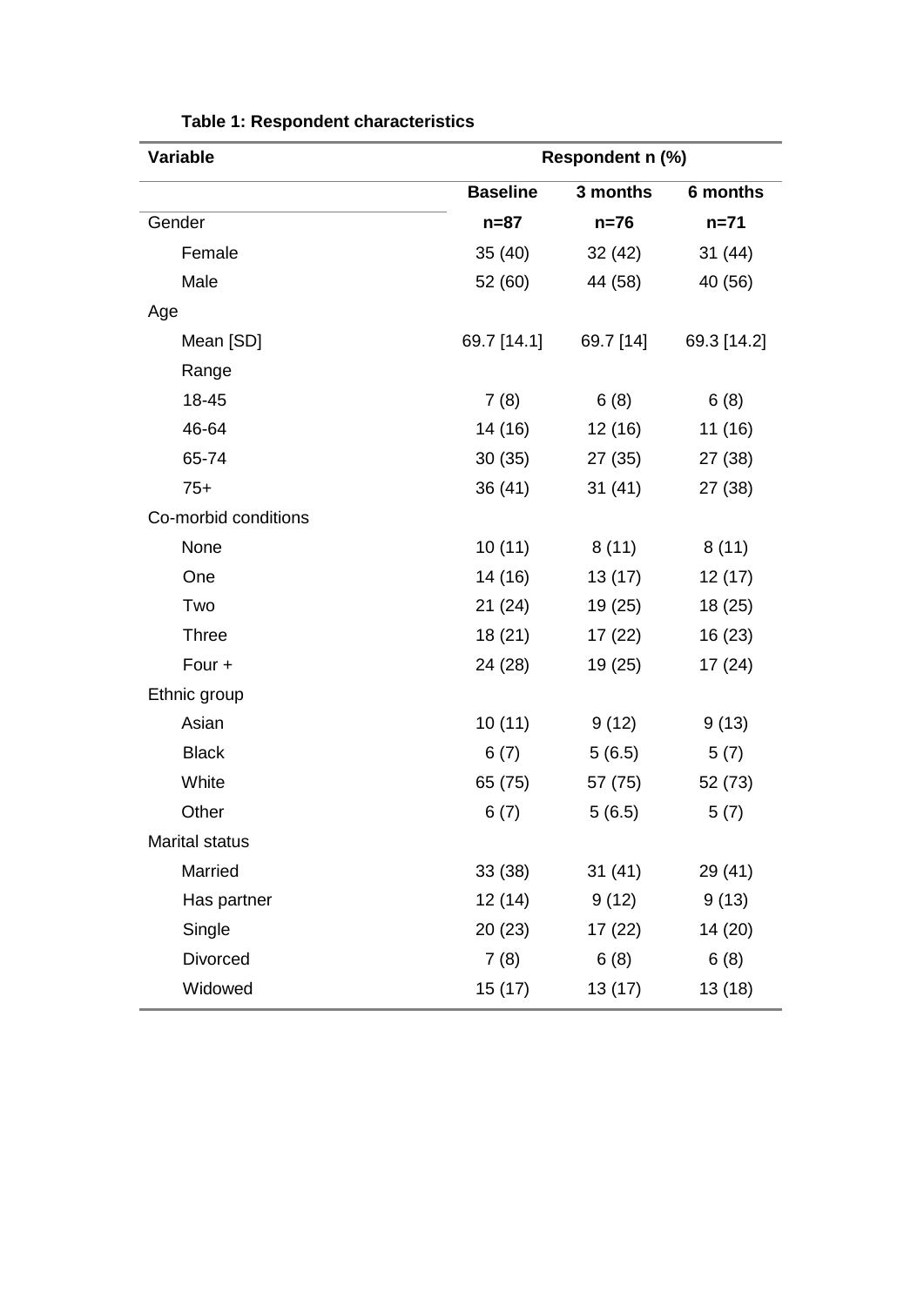**Table 1: Respondent characteristics**

| Variable | Respondent n (%) | | |
|---|---|---|---|
| | **Baseline** | **3 months** | **6 months** |
| Gender | **n=87** | **n=76** | **n=71** |
| Female | 35 (40) | 32 (42) | 31 (44) |
| Male | 52 (60) | 44 (58) | 40 (56) |
| Age | | | |
| Mean [SD] | 69.7 [14.1] | 69.7 [14] | 69.3 [14.2] |
| Range | | | |
| 18-45 | 7 (8) | 6 (8) | 6 (8) |
| 46-64 | 14 (16) | 12 (16) | 11 (16) |
| 65-74 | 30 (35) | 27 (35) | 27 (38) |
| 75+ | 36 (41) | 31 (41) | 27 (38) |
| Co-morbid conditions | | | |
| None | 10 (11) | 8 (11) | 8 (11) |
| One | 14 (16) | 13 (17) | 12 (17) |
| Two | 21 (24) | 19 (25) | 18 (25) |
| Three | 18 (21) | 17 (22) | 16 (23) |
| Four + | 24 (28) | 19 (25) | 17 (24) |
| Ethnic group | | | |
| Asian | 10 (11) | 9 (12) | 9 (13) |
| Black | 6 (7) | 5 (6.5) | 5 (7) |
| White | 65 (75) | 57 (75) | 52 (73) |
| Other | 6 (7) | 5 (6.5) | 5 (7) |
| Marital status | | | |
| Married | 33 (38) | 31 (41) | 29 (41) |
| Has partner | 12 (14) | 9 (12) | 9 (13) |
| Single | 20 (23) | 17 (22) | 14 (20) |
| Divorced | 7 (8) | 6 (8) | 6 (8) |
| Widowed | 15 (17) | 13 (17) | 13 (18) |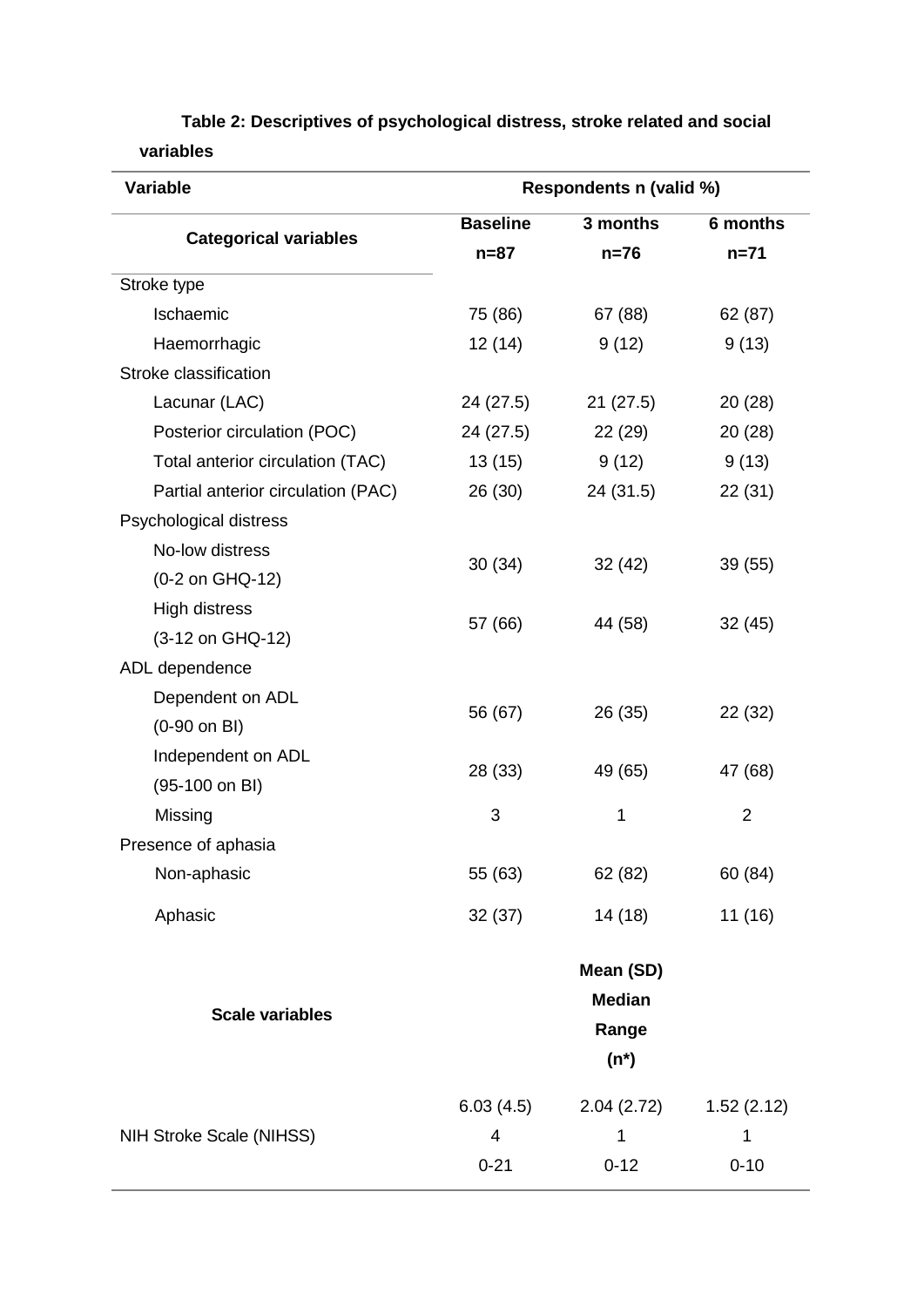**Table 2: Descriptives of psychological distress, stroke related and social variables**

| Variable | Respondents n (valid %) | | |
|---|---|---|---|
| **Categorical variables** | **Baseline n=87** | **3 months n=76** | **6 months n=71** |
| Stroke type | | | |
| Ischaemic | 75 (86) | 67 (88) | 62 (87) |
| Haemorrhagic | 12 (14) | 9 (12) | 9 (13) |
| Stroke classification | | | |
| Lacunar (LAC) | 24 (27.5) | 21 (27.5) | 20 (28) |
| Posterior circulation (POC) | 24 (27.5) | 22 (29) | 20 (28) |
| Total anterior circulation (TAC) | 13 (15) | 9 (12) | 9 (13) |
| Partial anterior circulation (PAC) | 26 (30) | 24 (31.5) | 22 (31) |
| Psychological distress | | | |
| No-low distress (0-2 on GHQ-12) | 30 (34) | 32 (42) | 39 (55) |
| High distress (3-12 on GHQ-12) | 57 (66) | 44 (58) | 32 (45) |
| ADL dependence | | | |
| Dependent on ADL (0-90 on BI) | 56 (67) | 26 (35) | 22 (32) |
| Independent on ADL (95-100 on BI) | 28 (33) | 49 (65) | 47 (68) |
| Missing | 3 | 1 | 2 |
| Presence of aphasia | | | |
| Non-aphasic | 55 (63) | 62 (82) | 60 (84) |
| Aphasic | 32 (37) | 14 (18) | 11 (16) |
| **Scale variables** | | **Mean (SD) Median Range (n*)** | |
| NIH Stroke Scale (NIHSS) | 6.03 (4.5) 4 0-21 | 2.04 (2.72) 1 0-12 | 1.52 (2.12) 1 0-10 |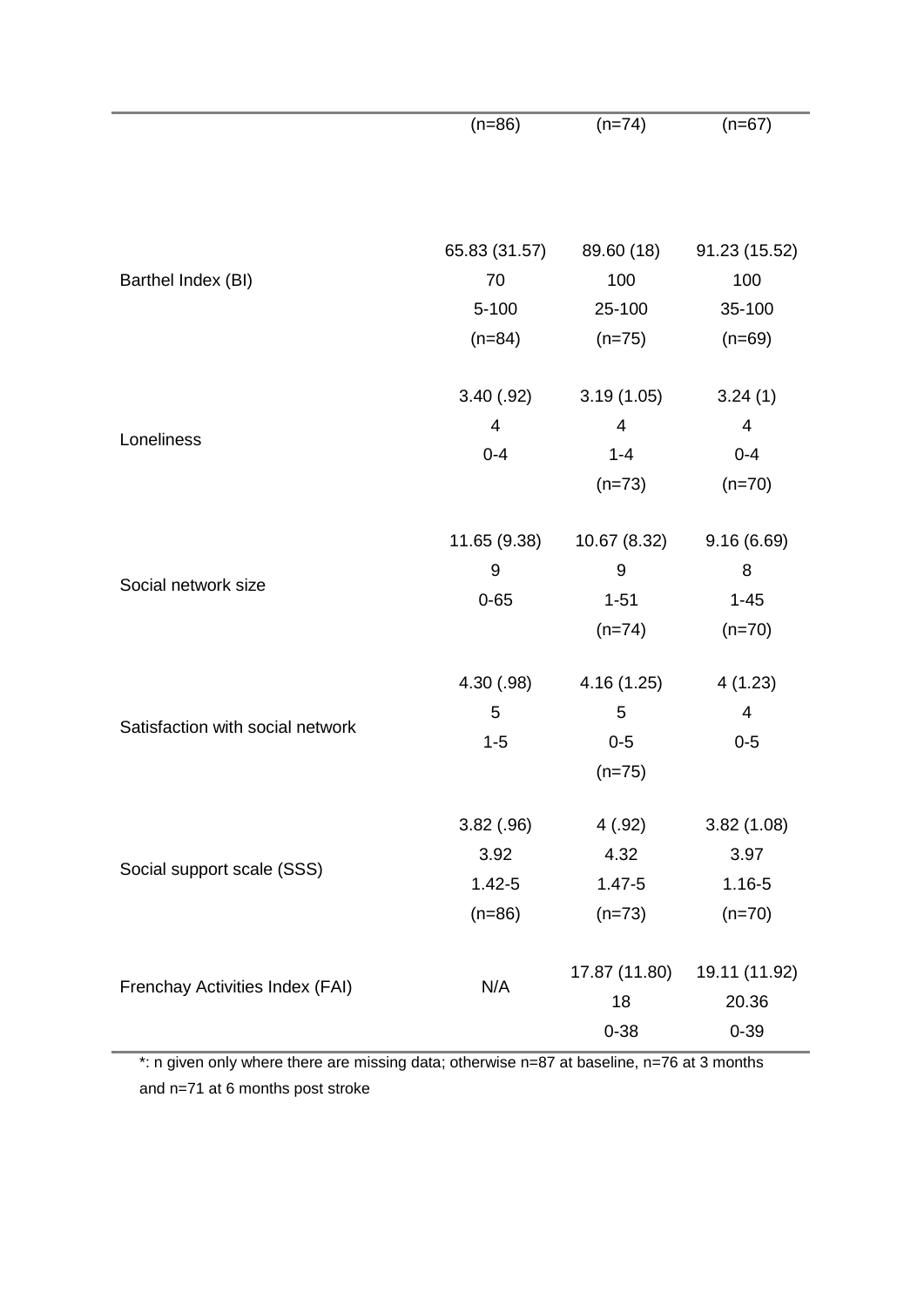| | (n=86) | (n=74) | (n=67) |
|---|---|---|---|
| Barthel Index (BI) | 65.83 (31.57)<br>70<br>5-100<br>(n=84) | 89.60 (18)<br>100<br>25-100<br>(n=75) | 91.23 (15.52)<br>100<br>35-100<br>(n=69) |
| Loneliness | 3.40 (.92)<br>4<br>0-4 | 3.19 (1.05)<br>4<br>1-4<br>(n=73) | 3.24 (1)<br>4<br>0-4<br>(n=70) |
| Social network size | 11.65 (9.38)<br>9<br>0-65 | 10.67 (8.32)<br>9<br>1-51<br>(n=74) | 9.16 (6.69)<br>8<br>1-45<br>(n=70) |
| Satisfaction with social network | 4.30 (.98)<br>5<br>1-5 | 4.16 (1.25)<br>5<br>0-5<br>(n=75) | 4 (1.23)<br>4<br>0-5 |
| Social support scale (SSS) | 3.82 (.96)<br>3.92<br>1.42-5<br>(n=86) | 4 (.92)<br>4.32<br>1.47-5<br>(n=73) | 3.82 (1.08)<br>3.97<br>1.16-5<br>(n=70) |
| Frenchay Activities Index (FAI) | N/A | 17.87 (11.80)<br>18<br>0-38 | 19.11 (11.92)<br>20.36<br>0-39 |

*: n given only where there are missing data; otherwise n=87 at baseline, n=76 at 3 months and n=71 at 6 months post stroke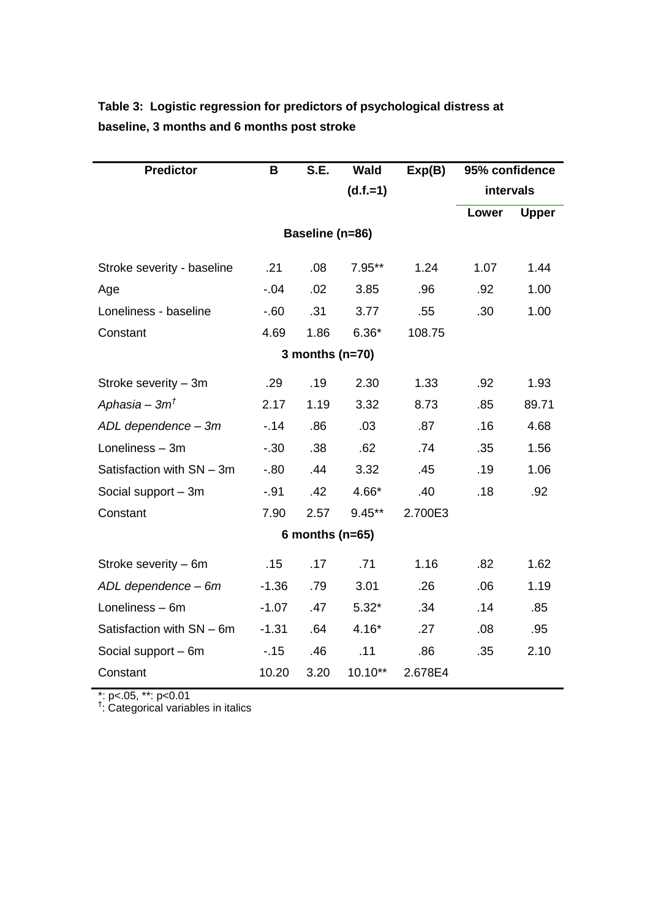**Table 3: Logistic regression for predictors of psychological distress at baseline, 3 months and 6 months post stroke**

| Predictor | B | S.E. | Wald (d.f.=1) | Exp(B) | 95% confidence intervals | |
|---|---|---|---|---|---|---|
| | | | | | Lower | Upper |
| **Baseline (n=86)** | | | | | | |
| Stroke severity - baseline | .21 | .08 | 7.95** | 1.24 | 1.07 | 1.44 |
| Age | -.04 | .02 | 3.85 | .96 | .92 | 1.00 |
| Loneliness - baseline | -.60 | .31 | 3.77 | .55 | .30 | 1.00 |
| Constant | 4.69 | 1.86 | 6.36* | 108.75 | | |
| **3 months (n=70)** | | | | | | |
| Stroke severity – 3m | .29 | .19 | 2.30 | 1.33 | .92 | 1.93 |
| *Aphasia – 3m*[†] | 2.17 | 1.19 | 3.32 | 8.73 | .85 | 89.71 |
| *ADL dependence – 3m* | -.14 | .86 | .03 | .87 | .16 | 4.68 |
| Loneliness – 3m | -.30 | .38 | .62 | .74 | .35 | 1.56 |
| Satisfaction with SN – 3m | -.80 | .44 | 3.32 | .45 | .19 | 1.06 |
| Social support – 3m | -.91 | .42 | 4.66* | .40 | .18 | .92 |
| Constant | 7.90 | 2.57 | 9.45** | 2.700E3 | | |
| **6 months (n=65)** | | | | | | |
| Stroke severity – 6m | .15 | .17 | .71 | 1.16 | .82 | 1.62 |
| *ADL dependence – 6m* | -1.36 | .79 | 3.01 | .26 | .06 | 1.19 |
| Loneliness – 6m | -1.07 | .47 | 5.32* | .34 | .14 | .85 |
| Satisfaction with SN – 6m | -1.31 | .64 | 4.16* | .27 | .08 | .95 |
| Social support – 6m | -.15 | .46 | .11 | .86 | .35 | 2.10 |
| Constant | 10.20 | 3.20 | 10.10** | 2.678E4 | | |

*: $p<.05$, **: $p<0.01$
[†]: Categorical variables in italics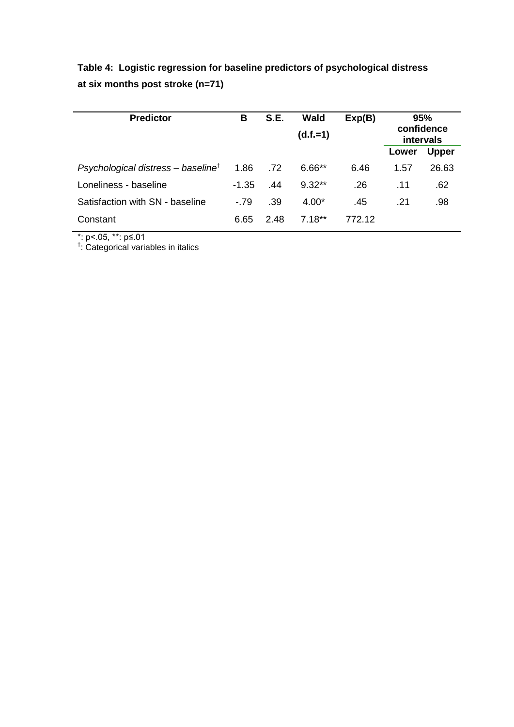**Table 4: Logistic regression for baseline predictors of psychological distress at six months post stroke (n=71)**

| Predictor | B | S.E. | Wald (d.f.=1) | Exp(B) | 95% confidence intervals | |
|---|---|---|---|---|---|---|
| | | | | | Lower | Upper |
| *Psychological distress – baseline*† | 1.86 | .72 | 6.66** | 6.46 | 1.57 | 26.63 |
| Loneliness - baseline | -1.35 | .44 | 9.32** | .26 | .11 | .62 |
| Satisfaction with SN - baseline | -.79 | .39 | 4.00* | .45 | .21 | .98 |
| Constant | 6.65 | 2.48 | 7.18** | 772.12 | | |

*: p<.05, **: p≤.01
†: Categorical variables in italics